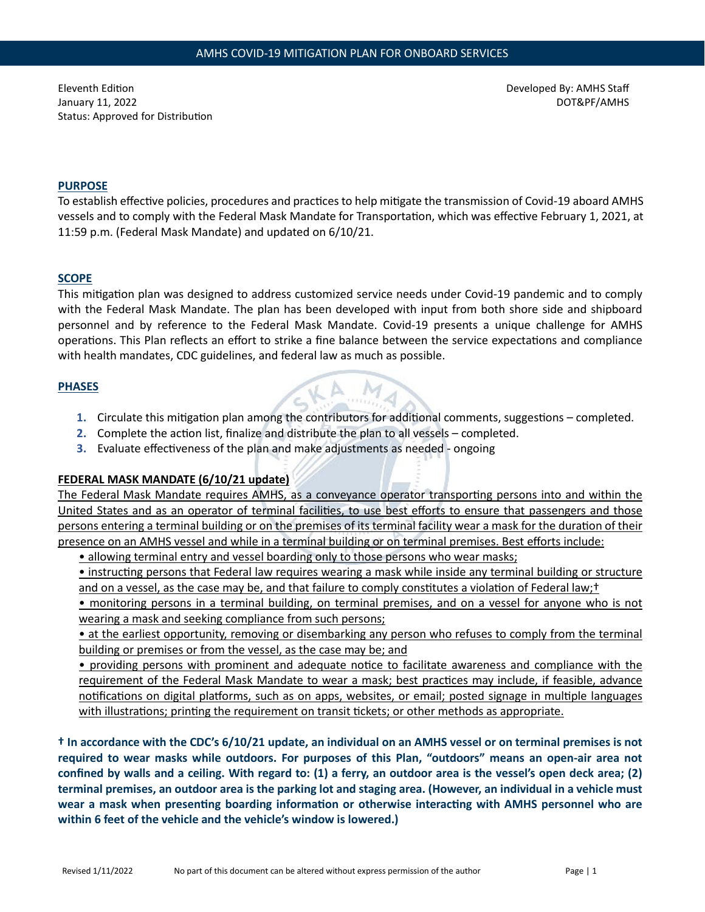# AMHS COVID-19 MITIGATION PLAN FOR ONBOARD SERVICES

Eleventh Edition
January 11, 2022
Status: Approved for Distribution

Developed By: AMHS Staff
DOT&PF/AMHS

## PURPOSE

To establish effective policies, procedures and practices to help mitigate the transmission of Covid-19 aboard AMHS vessels and to comply with the Federal Mask Mandate for Transportation, which was effective February 1, 2021, at 11:59 p.m. (Federal Mask Mandate) and updated on 6/10/21.

## SCOPE

This mitigation plan was designed to address customized service needs under Covid-19 pandemic and to comply with the Federal Mask Mandate. The plan has been developed with input from both shore side and shipboard personnel and by reference to the Federal Mask Mandate. Covid-19 presents a unique challenge for AMHS operations. This Plan reflects an effort to strike a fine balance between the service expectations and compliance with health mandates, CDC guidelines, and federal law as much as possible.

## PHASES

1. Circulate this mitigation plan among the contributors for additional comments, suggestions – completed.
2. Complete the action list, finalize and distribute the plan to all vessels – completed.
3. Evaluate effectiveness of the plan and make adjustments as needed - ongoing

## FEDERAL MASK MANDATE (6/10/21 update)

The Federal Mask Mandate requires AMHS, as a conveyance operator transporting persons into and within the United States and as an operator of terminal facilities, to use best efforts to ensure that passengers and those persons entering a terminal building or on the premises of its terminal facility wear a mask for the duration of their presence on an AMHS vessel and while in a terminal building or on terminal premises. Best efforts include:

- allowing terminal entry and vessel boarding only to those persons who wear masks;
- instructing persons that Federal law requires wearing a mask while inside any terminal building or structure and on a vessel, as the case may be, and that failure to comply constitutes a violation of Federal law;†
- monitoring persons in a terminal building, on terminal premises, and on a vessel for anyone who is not wearing a mask and seeking compliance from such persons;
- at the earliest opportunity, removing or disembarking any person who refuses to comply from the terminal building or premises or from the vessel, as the case may be; and
- providing persons with prominent and adequate notice to facilitate awareness and compliance with the requirement of the Federal Mask Mandate to wear a mask; best practices may include, if feasible, advance notifications on digital platforms, such as on apps, websites, or email; posted signage in multiple languages with illustrations; printing the requirement on transit tickets; or other methods as appropriate.

**† In accordance with the CDC's 6/10/21 update, an individual on an AMHS vessel or on terminal premises is not required to wear masks while outdoors. For purposes of this Plan, "outdoors" means an open-air area not confined by walls and a ceiling. With regard to: (1) a ferry, an outdoor area is the vessel's open deck area; (2) terminal premises, an outdoor area is the parking lot and staging area. (However, an individual in a vehicle must wear a mask when presenting boarding information or otherwise interacting with AMHS personnel who are within 6 feet of the vehicle and the vehicle's window is lowered.)**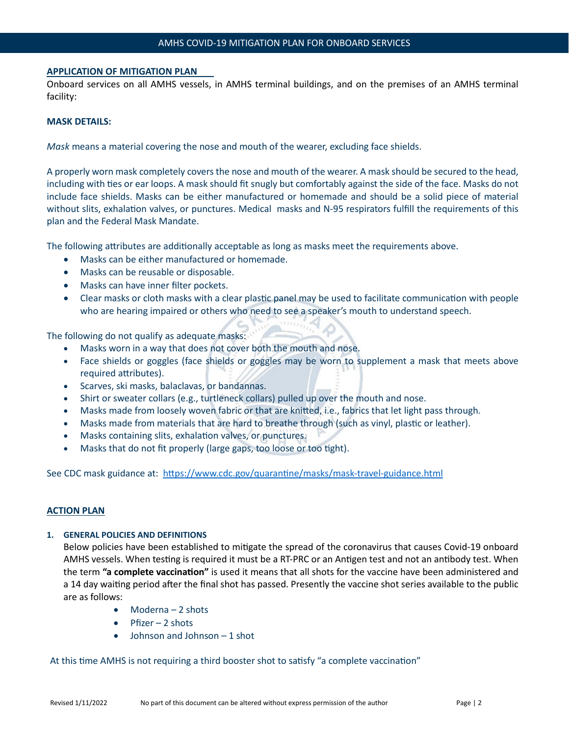## APPLICATION OF MITIGATION PLAN

Onboard services on all AMHS vessels, in AMHS terminal buildings, and on the premises of an AMHS terminal facility:

**MASK DETAILS:**

*Mask* means a material covering the nose and mouth of the wearer, excluding face shields.

A properly worn mask completely covers the nose and mouth of the wearer. A mask should be secured to the head, including with ties or ear loops. A mask should fit snugly but comfortably against the side of the face. Masks do not include face shields. Masks can be either manufactured or homemade and should be a solid piece of material without slits, exhalation valves, or punctures. Medical masks and N-95 respirators fulfill the requirements of this plan and the Federal Mask Mandate.

The following attributes are additionally acceptable as long as masks meet the requirements above.

- Masks can be either manufactured or homemade.
- Masks can be reusable or disposable.
- Masks can have inner filter pockets.
- Clear masks or cloth masks with a clear plastic panel may be used to facilitate communication with people who are hearing impaired or others who need to see a speaker's mouth to understand speech.

The following do not qualify as adequate masks:

- Masks worn in a way that does not cover both the mouth and nose.
- Face shields or goggles (face shields or goggles may be worn to supplement a mask that meets above required attributes).
- Scarves, ski masks, balaclavas, or bandannas.
- Shirt or sweater collars (e.g., turtleneck collars) pulled up over the mouth and nose.
- Masks made from loosely woven fabric or that are knitted, i.e., fabrics that let light pass through.
- Masks made from materials that are hard to breathe through (such as vinyl, plastic or leather).
- Masks containing slits, exhalation valves, or punctures.
- Masks that do not fit properly (large gaps, too loose or too tight).

See CDC mask guidance at: https://www.cdc.gov/quarantine/masks/mask-travel-guidance.html

## ACTION PLAN

### 1. GENERAL POLICIES AND DEFINITIONS

Below policies have been established to mitigate the spread of the coronavirus that causes Covid-19 onboard AMHS vessels. When testing is required it must be a RT-PRC or an Antigen test and not an antibody test. When the term **"a complete vaccination"** is used it means that all shots for the vaccine have been administered and a 14 day waiting period after the final shot has passed. Presently the vaccine shot series available to the public are as follows:

- Moderna – 2 shots
- Pfizer – 2 shots
- Johnson and Johnson – 1 shot

At this time AMHS is not requiring a third booster shot to satisfy "a complete vaccination"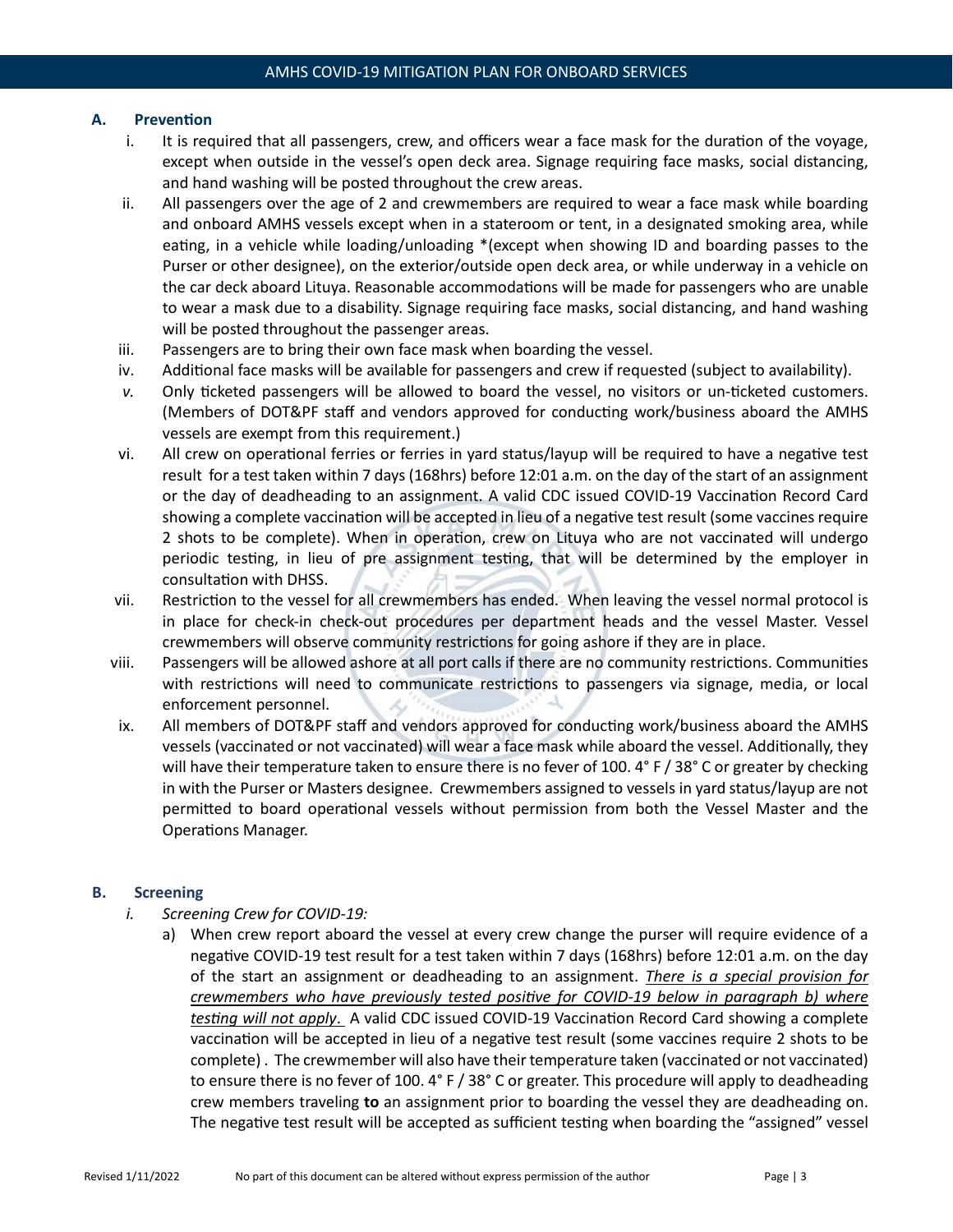## A. Prevention

i. It is required that all passengers, crew, and officers wear a face mask for the duration of the voyage, except when outside in the vessel's open deck area. Signage requiring face masks, social distancing, and hand washing will be posted throughout the crew areas.

ii. All passengers over the age of 2 and crewmembers are required to wear a face mask while boarding and onboard AMHS vessels except when in a stateroom or tent, in a designated smoking area, while eating, in a vehicle while loading/unloading *(except when showing ID and boarding passes to the Purser or other designee), on the exterior/outside open deck area, or while underway in a vehicle on the car deck aboard Lituya. Reasonable accommodations will be made for passengers who are unable to wear a mask due to a disability. Signage requiring face masks, social distancing, and hand washing will be posted throughout the passenger areas.

iii. Passengers are to bring their own face mask when boarding the vessel.

iv. Additional face masks will be available for passengers and crew if requested (subject to availability).

*v.* Only ticketed passengers will be allowed to board the vessel, no visitors or un-ticketed customers. (Members of DOT&PF staff and vendors approved for conducting work/business aboard the AMHS vessels are exempt from this requirement.)

vi. All crew on operational ferries or ferries in yard status/layup will be required to have a negative test result for a test taken within 7 days (168hrs) before 12:01 a.m. on the day of the start of an assignment or the day of deadheading to an assignment. A valid CDC issued COVID-19 Vaccination Record Card showing a complete vaccination will be accepted in lieu of a negative test result (some vaccines require 2 shots to be complete). When in operation, crew on Lituya who are not vaccinated will undergo periodic testing, in lieu of pre assignment testing, that will be determined by the employer in consultation with DHSS.

vii. Restriction to the vessel for all crewmembers has ended. When leaving the vessel normal protocol is in place for check-in check-out procedures per department heads and the vessel Master. Vessel crewmembers will observe community restrictions for going ashore if they are in place.

viii. Passengers will be allowed ashore at all port calls if there are no community restrictions. Communities with restrictions will need to communicate restrictions to passengers via signage, media, or local enforcement personnel.

ix. All members of DOT&PF staff and vendors approved for conducting work/business aboard the AMHS vessels (vaccinated or not vaccinated) will wear a face mask while aboard the vessel. Additionally, they will have their temperature taken to ensure there is no fever of 100. 4˚ F / 38˚ C or greater by checking in with the Purser or Masters designee. Crewmembers assigned to vessels in yard status/layup are not permitted to board operational vessels without permission from both the Vessel Master and the Operations Manager.

## B. Screening

*i. Screening Crew for COVID-19:*

a) When crew report aboard the vessel at every crew change the purser will require evidence of a negative COVID-19 test result for a test taken within 7 days (168hrs) before 12:01 a.m. on the day of the start an assignment or deadheading to an assignment. *<u>There is a special provision for crewmembers who have previously tested positive for COVID-19 below in paragraph b) where testing will not apply</u>*. A valid CDC issued COVID-19 Vaccination Record Card showing a complete vaccination will be accepted in lieu of a negative test result (some vaccines require 2 shots to be complete) . The crewmember will also have their temperature taken (vaccinated or not vaccinated) to ensure there is no fever of 100. 4˚ F / 38˚ C or greater. This procedure will apply to deadheading crew members traveling **to** an assignment prior to boarding the vessel they are deadheading on. The negative test result will be accepted as sufficient testing when boarding the "assigned" vessel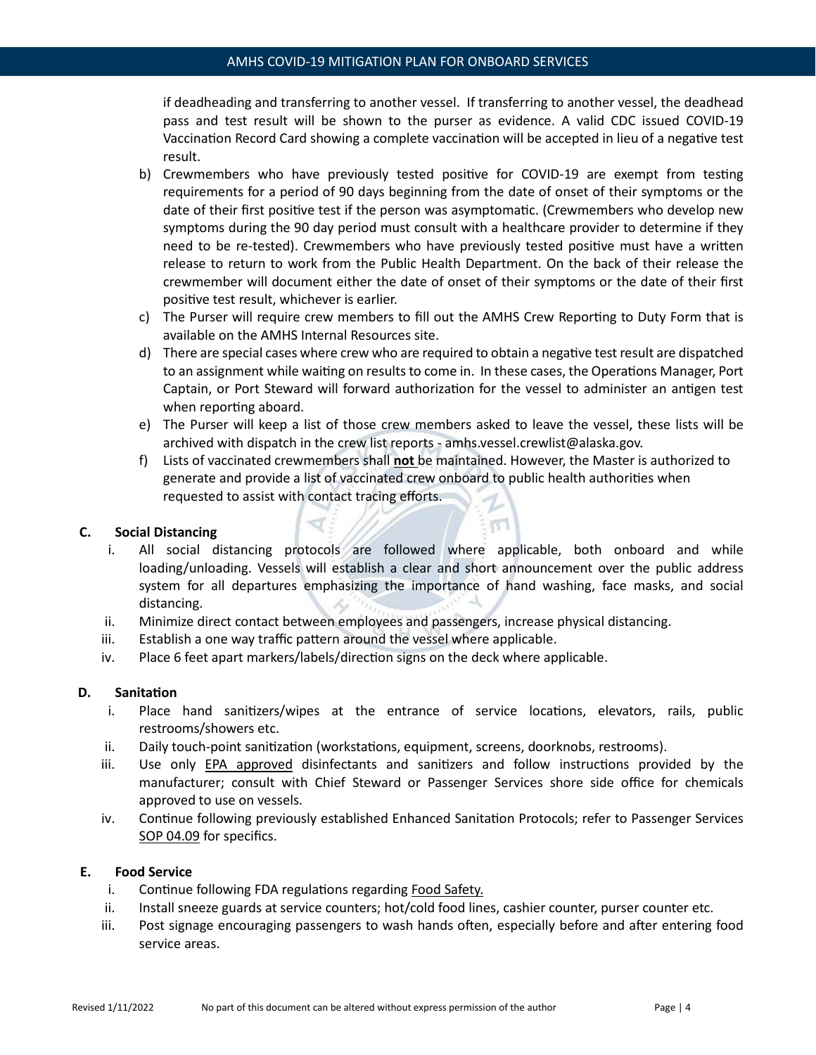if deadheading and transferring to another vessel. If transferring to another vessel, the deadhead pass and test result will be shown to the purser as evidence. A valid CDC issued COVID-19 Vaccination Record Card showing a complete vaccination will be accepted in lieu of a negative test result.

b) Crewmembers who have previously tested positive for COVID-19 are exempt from testing requirements for a period of 90 days beginning from the date of onset of their symptoms or the date of their first positive test if the person was asymptomatic. (Crewmembers who develop new symptoms during the 90 day period must consult with a healthcare provider to determine if they need to be re-tested). Crewmembers who have previously tested positive must have a written release to return to work from the Public Health Department. On the back of their release the crewmember will document either the date of onset of their symptoms or the date of their first positive test result, whichever is earlier.

c) The Purser will require crew members to fill out the AMHS Crew Reporting to Duty Form that is available on the AMHS Internal Resources site.

d) There are special cases where crew who are required to obtain a negative test result are dispatched to an assignment while waiting on results to come in. In these cases, the Operations Manager, Port Captain, or Port Steward will forward authorization for the vessel to administer an antigen test when reporting aboard.

e) The Purser will keep a list of those crew members asked to leave the vessel, these lists will be archived with dispatch in the crew list reports - amhs.vessel.crewlist@alaska.gov.

f) Lists of vaccinated crewmembers shall **not** be maintained. However, the Master is authorized to generate and provide a list of vaccinated crew onboard to public health authorities when requested to assist with contact tracing efforts.

### C. Social Distancing

i. All social distancing protocols are followed where applicable, both onboard and while loading/unloading. Vessels will establish a clear and short announcement over the public address system for all departures emphasizing the importance of hand washing, face masks, and social distancing.

ii. Minimize direct contact between employees and passengers, increase physical distancing.

iii. Establish a one way traffic pattern around the vessel where applicable.

iv. Place 6 feet apart markers/labels/direction signs on the deck where applicable.

### D. Sanitation

i. Place hand sanitizers/wipes at the entrance of service locations, elevators, rails, public restrooms/showers etc.

ii. Daily touch-point sanitization (workstations, equipment, screens, doorknobs, restrooms).

iii. Use only EPA approved disinfectants and sanitizers and follow instructions provided by the manufacturer; consult with Chief Steward or Passenger Services shore side office for chemicals approved to use on vessels.

iv. Continue following previously established Enhanced Sanitation Protocols; refer to Passenger Services SOP 04.09 for specifics.

### E. Food Service

i. Continue following FDA regulations regarding Food Safety.

ii. Install sneeze guards at service counters; hot/cold food lines, cashier counter, purser counter etc.

iii. Post signage encouraging passengers to wash hands often, especially before and after entering food service areas.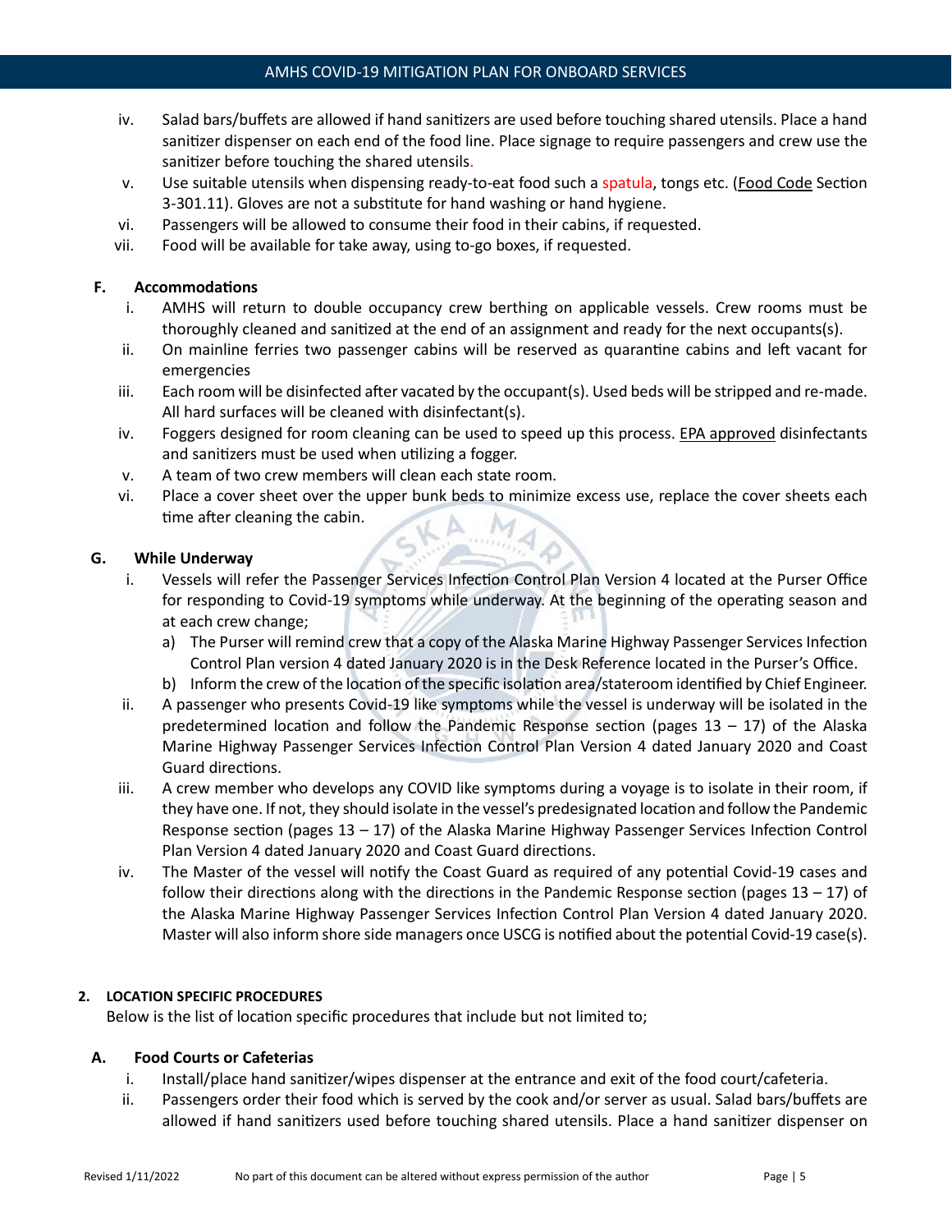iv. Salad bars/buffets are allowed if hand sanitizers are used before touching shared utensils. Place a hand sanitizer dispenser on each end of the food line. Place signage to require passengers and crew use the sanitizer before touching the shared utensils.

v. Use suitable utensils when dispensing ready-to-eat food such a spatula, tongs etc. (Food Code Section 3-301.11). Gloves are not a substitute for hand washing or hand hygiene.

vi. Passengers will be allowed to consume their food in their cabins, if requested.

vii. Food will be available for take away, using to-go boxes, if requested.

**F. Accommodations**

i. AMHS will return to double occupancy crew berthing on applicable vessels. Crew rooms must be thoroughly cleaned and sanitized at the end of an assignment and ready for the next occupants(s).

ii. On mainline ferries two passenger cabins will be reserved as quarantine cabins and left vacant for emergencies

iii. Each room will be disinfected after vacated by the occupant(s). Used beds will be stripped and re-made. All hard surfaces will be cleaned with disinfectant(s).

iv. Foggers designed for room cleaning can be used to speed up this process. EPA approved disinfectants and sanitizers must be used when utilizing a fogger.

v. A team of two crew members will clean each state room.

vi. Place a cover sheet over the upper bunk beds to minimize excess use, replace the cover sheets each time after cleaning the cabin.

**G. While Underway**

i. Vessels will refer the Passenger Services Infection Control Plan Version 4 located at the Purser Office for responding to Covid-19 symptoms while underway. At the beginning of the operating season and at each crew change;

   a) The Purser will remind crew that a copy of the Alaska Marine Highway Passenger Services Infection Control Plan version 4 dated January 2020 is in the Desk Reference located in the Purser's Office.

   b) Inform the crew of the location of the specific isolation area/stateroom identified by Chief Engineer.

ii. A passenger who presents Covid-19 like symptoms while the vessel is underway will be isolated in the predetermined location and follow the Pandemic Response section (pages 13 – 17) of the Alaska Marine Highway Passenger Services Infection Control Plan Version 4 dated January 2020 and Coast Guard directions.

iii. A crew member who develops any COVID like symptoms during a voyage is to isolate in their room, if they have one. If not, they should isolate in the vessel's predesignated location and follow the Pandemic Response section (pages 13 – 17) of the Alaska Marine Highway Passenger Services Infection Control Plan Version 4 dated January 2020 and Coast Guard directions.

iv. The Master of the vessel will notify the Coast Guard as required of any potential Covid-19 cases and follow their directions along with the directions in the Pandemic Response section (pages 13 – 17) of the Alaska Marine Highway Passenger Services Infection Control Plan Version 4 dated January 2020. Master will also inform shore side managers once USCG is notified about the potential Covid-19 case(s).

## 2. LOCATION SPECIFIC PROCEDURES

Below is the list of location specific procedures that include but not limited to;

**A. Food Courts or Cafeterias**

i. Install/place hand sanitizer/wipes dispenser at the entrance and exit of the food court/cafeteria.

ii. Passengers order their food which is served by the cook and/or server as usual. Salad bars/buffets are allowed if hand sanitizers used before touching shared utensils. Place a hand sanitizer dispenser on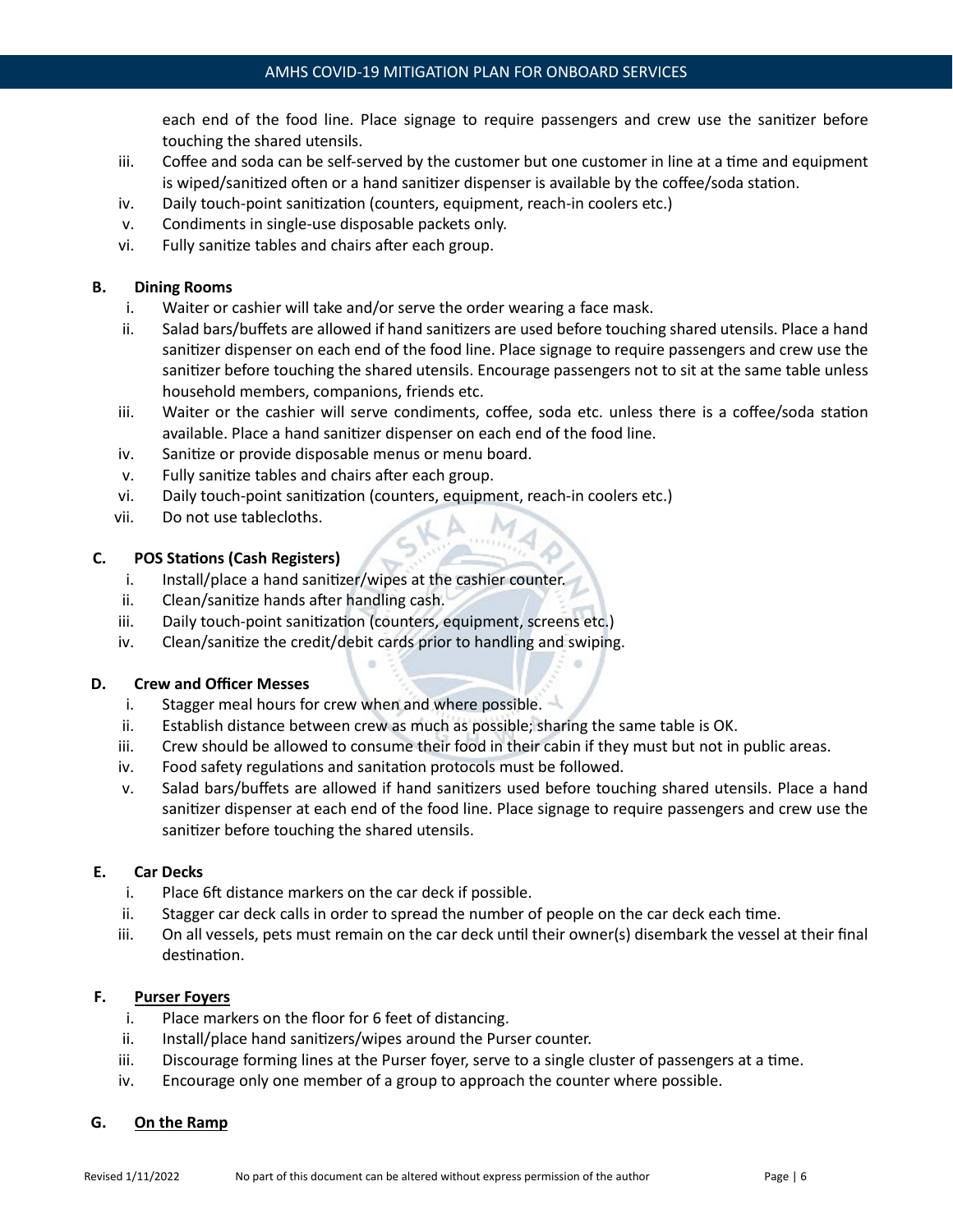each end of the food line. Place signage to require passengers and crew use the sanitizer before touching the shared utensils.

iii. Coffee and soda can be self-served by the customer but one customer in line at a time and equipment is wiped/sanitized often or a hand sanitizer dispenser is available by the coffee/soda station.

iv. Daily touch-point sanitization (counters, equipment, reach-in coolers etc.)

v. Condiments in single-use disposable packets only.

vi. Fully sanitize tables and chairs after each group.

**B. Dining Rooms**

i. Waiter or cashier will take and/or serve the order wearing a face mask.

ii. Salad bars/buffets are allowed if hand sanitizers are used before touching shared utensils. Place a hand sanitizer dispenser on each end of the food line. Place signage to require passengers and crew use the sanitizer before touching the shared utensils. Encourage passengers not to sit at the same table unless household members, companions, friends etc.

iii. Waiter or the cashier will serve condiments, coffee, soda etc. unless there is a coffee/soda station available. Place a hand sanitizer dispenser on each end of the food line.

iv. Sanitize or provide disposable menus or menu board.

v. Fully sanitize tables and chairs after each group.

vi. Daily touch-point sanitization (counters, equipment, reach-in coolers etc.)

vii. Do not use tablecloths.

**C. POS Stations (Cash Registers)**

i. Install/place a hand sanitizer/wipes at the cashier counter.

ii. Clean/sanitize hands after handling cash.

iii. Daily touch-point sanitization (counters, equipment, screens etc.)

iv. Clean/sanitize the credit/debit cards prior to handling and swiping.

**D. Crew and Officer Messes**

i. Stagger meal hours for crew when and where possible.

ii. Establish distance between crew as much as possible; sharing the same table is OK.

iii. Crew should be allowed to consume their food in their cabin if they must but not in public areas.

iv. Food safety regulations and sanitation protocols must be followed.

v. Salad bars/buffets are allowed if hand sanitizers used before touching shared utensils. Place a hand sanitizer dispenser at each end of the food line. Place signage to require passengers and crew use the sanitizer before touching the shared utensils.

**E. Car Decks**

i. Place 6ft distance markers on the car deck if possible.

ii. Stagger car deck calls in order to spread the number of people on the car deck each time.

iii. On all vessels, pets must remain on the car deck until their owner(s) disembark the vessel at their final destination.

**F. <u>Purser Foyers</u>**

i. Place markers on the floor for 6 feet of distancing.

ii. Install/place hand sanitizers/wipes around the Purser counter.

iii. Discourage forming lines at the Purser foyer, serve to a single cluster of passengers at a time.

iv. Encourage only one member of a group to approach the counter where possible.

**G. <u>On the Ramp</u>**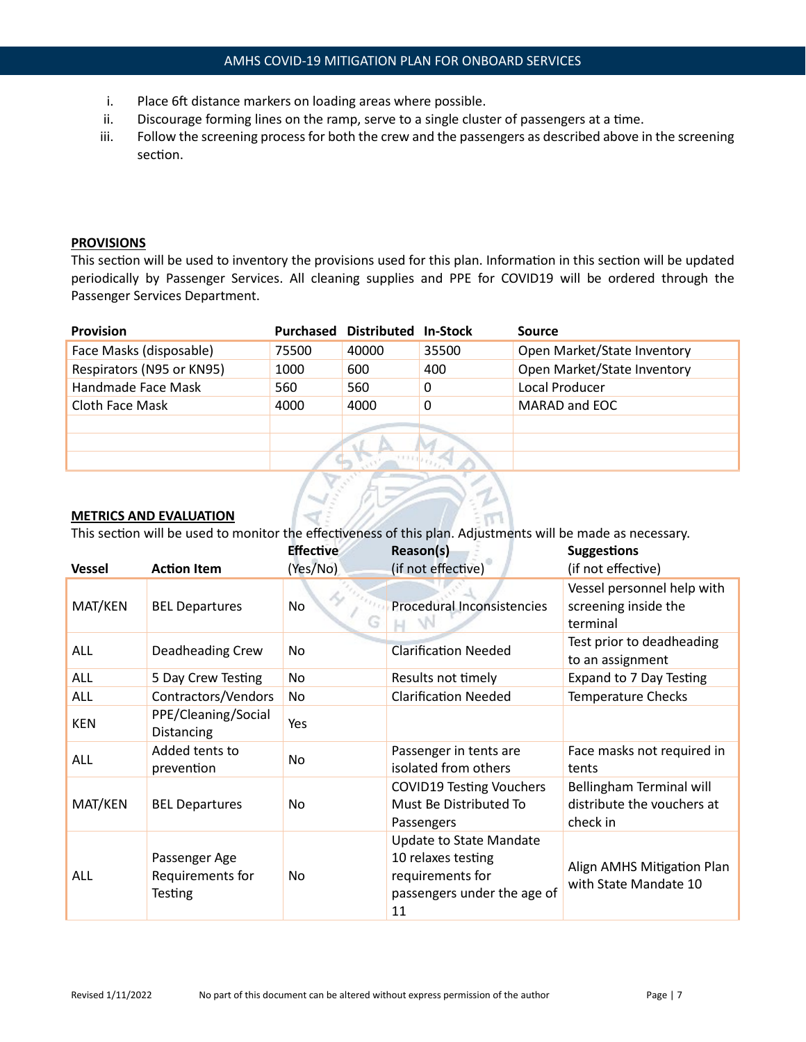i. Place 6ft distance markers on loading areas where possible.
ii. Discourage forming lines on the ramp, serve to a single cluster of passengers at a time.
iii. Follow the screening process for both the crew and the passengers as described above in the screening section.

## PROVISIONS

This section will be used to inventory the provisions used for this plan. Information in this section will be updated periodically by Passenger Services. All cleaning supplies and PPE for COVID19 will be ordered through the Passenger Services Department.

| Provision | Purchased | Distributed | In-Stock | Source |
|---|---|---|---|---|
| Face Masks (disposable) | 75500 | 40000 | 35500 | Open Market/State Inventory |
| Respirators (N95 or KN95) | 1000 | 600 | 400 | Open Market/State Inventory |
| Handmade Face Mask | 560 | 560 | 0 | Local Producer |
| Cloth Face Mask | 4000 | 4000 | 0 | MARAD and EOC |
| | | | | |
| | | | | |
| | | | | |

## METRICS AND EVALUATION

This section will be used to monitor the effectiveness of this plan. Adjustments will be made as necessary.

| Vessel | Action Item | Effective (Yes/No) | Reason(s) (if not effective) | Suggestions (if not effective) |
|---|---|---|---|---|
| MAT/KEN | BEL Departures | No | Procedural Inconsistencies | Vessel personnel help with screening inside the terminal |
| ALL | Deadheading Crew | No | Clarification Needed | Test prior to deadheading to an assignment |
| ALL | 5 Day Crew Testing | No | Results not timely | Expand to 7 Day Testing |
| ALL | Contractors/Vendors | No | Clarification Needed | Temperature Checks |
| KEN | PPE/Cleaning/Social Distancing | Yes | | |
| ALL | Added tents to prevention | No | Passenger in tents are isolated from others | Face masks not required in tents |
| MAT/KEN | BEL Departures | No | COVID19 Testing Vouchers Must Be Distributed To Passengers | Bellingham Terminal will distribute the vouchers at check in |
| ALL | Passenger Age Requirements for Testing | No | Update to State Mandate 10 relaxes testing requirements for passengers under the age of 11 | Align AMHS Mitigation Plan with State Mandate 10 |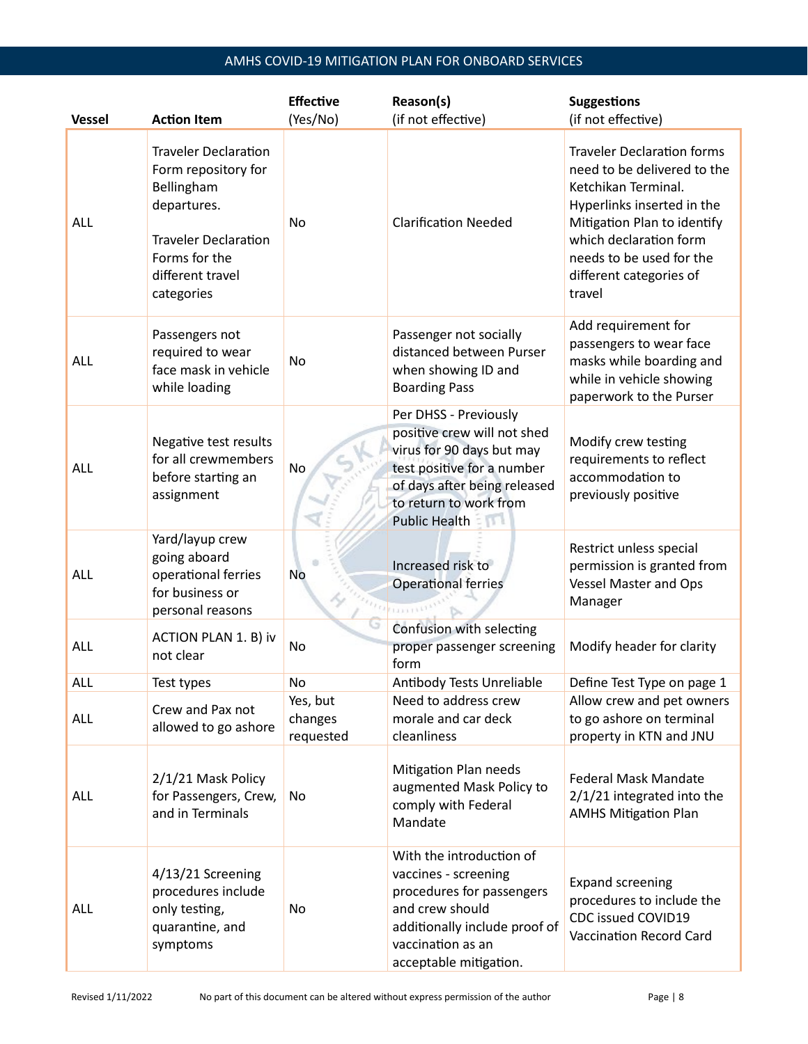| Vessel | Action Item | Effective (Yes/No) | Reason(s) (if not effective) | Suggestions (if not effective) |
|---|---|---|---|---|
| ALL | Traveler Declaration Form repository for Bellingham departures. Traveler Declaration Forms for the different travel categories | No | Clarification Needed | Traveler Declaration forms need to be delivered to the Ketchikan Terminal. Hyperlinks inserted in the Mitigation Plan to identify which declaration form needs to be used for the different categories of travel |
| ALL | Passengers not required to wear face mask in vehicle while loading | No | Passenger not socially distanced between Purser when showing ID and Boarding Pass | Add requirement for passengers to wear face masks while boarding and while in vehicle showing paperwork to the Purser |
| ALL | Negative test results for all crewmembers before starting an assignment | No | Per DHSS - Previously positive crew will not shed virus for 90 days but may test positive for a number of days after being released to return to work from Public Health | Modify crew testing requirements to reflect accommodation to previously positive |
| ALL | Yard/layup crew going aboard operational ferries for business or personal reasons | No | Increased risk to Operational ferries | Restrict unless special permission is granted from Vessel Master and Ops Manager |
| ALL | ACTION PLAN 1. B) iv not clear | No | Confusion with selecting proper passenger screening form | Modify header for clarity |
| ALL | Test types | No | Antibody Tests Unreliable | Define Test Type on page 1 |
| ALL | Crew and Pax not allowed to go ashore | Yes, but changes requested | Need to address crew morale and car deck cleanliness | Allow crew and pet owners to go ashore on terminal property in KTN and JNU |
| ALL | 2/1/21 Mask Policy for Passengers, Crew, and in Terminals | No | Mitigation Plan needs augmented Mask Policy to comply with Federal Mandate | Federal Mask Mandate 2/1/21 integrated into the AMHS Mitigation Plan |
| ALL | 4/13/21 Screening procedures include only testing, quarantine, and symptoms | No | With the introduction of vaccines - screening procedures for passengers and crew should additionally include proof of vaccination as an acceptable mitigation. | Expand screening procedures to include the CDC issued COVID19 Vaccination Record Card |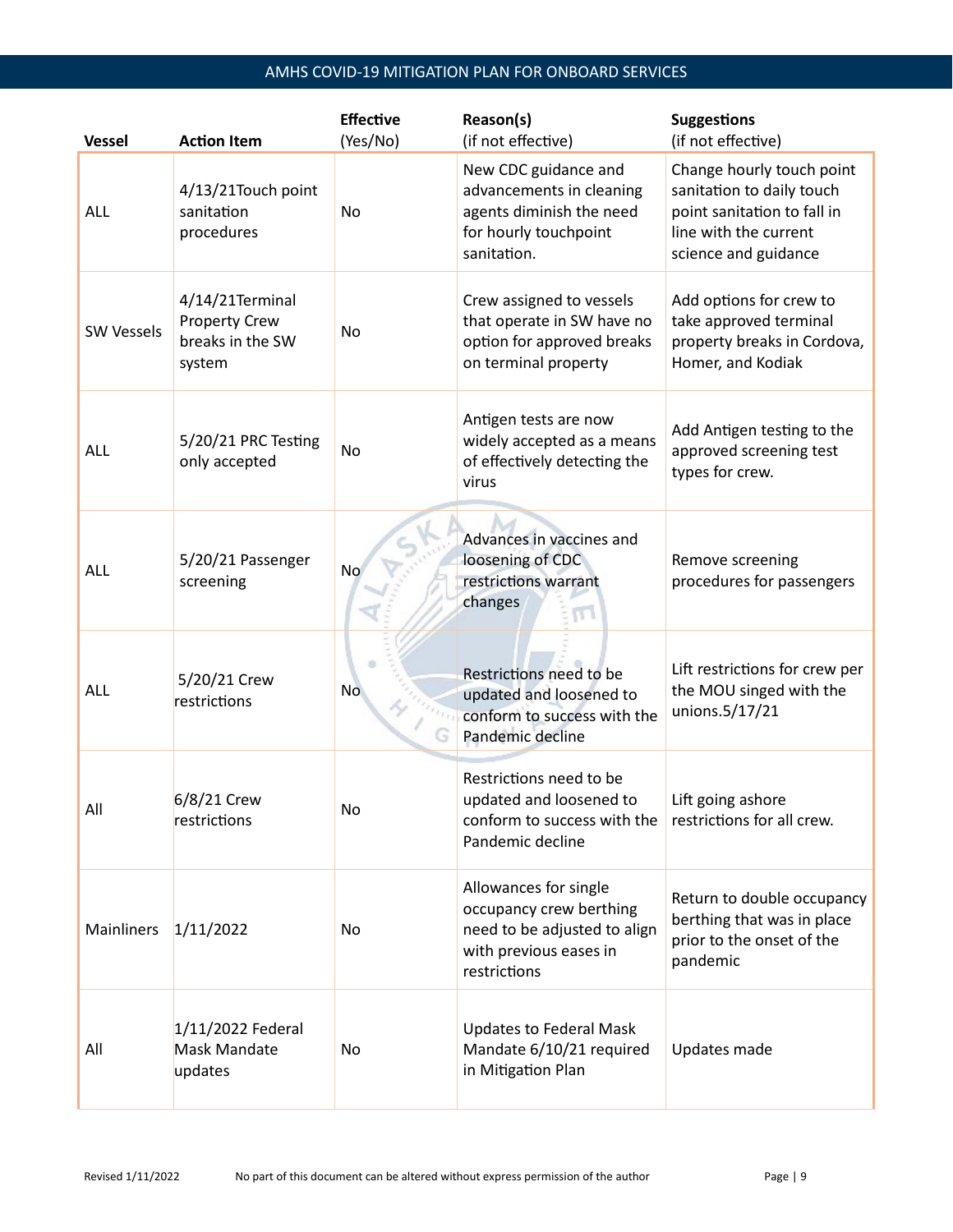| Vessel | Action Item | Effective (Yes/No) | Reason(s) (if not effective) | Suggestions (if not effective) |
|---|---|---|---|---|
| ALL | 4/13/21Touch point sanitation procedures | No | New CDC guidance and advancements in cleaning agents diminish the need for hourly touchpoint sanitation. | Change hourly touch point sanitation to daily touch point sanitation to fall in line with the current science and guidance |
| SW Vessels | 4/14/21Terminal Property Crew breaks in the SW system | No | Crew assigned to vessels that operate in SW have no option for approved breaks on terminal property | Add options for crew to take approved terminal property breaks in Cordova, Homer, and Kodiak |
| ALL | 5/20/21 PRC Testing only accepted | No | Antigen tests are now widely accepted as a means of effectively detecting the virus | Add Antigen testing to the approved screening test types for crew. |
| ALL | 5/20/21 Passenger screening | No | Advances in vaccines and loosening of CDC restrictions warrant changes | Remove screening procedures for passengers |
| ALL | 5/20/21 Crew restrictions | No | Restrictions need to be updated and loosened to conform to success with the Pandemic decline | Lift restrictions for crew per the MOU singed with the unions.5/17/21 |
| All | 6/8/21 Crew restrictions | No | Restrictions need to be updated and loosened to conform to success with the Pandemic decline | Lift going ashore restrictions for all crew. |
| Mainliners | 1/11/2022 | No | Allowances for single occupancy crew berthing need to be adjusted to align with previous eases in restrictions | Return to double occupancy berthing that was in place prior to the onset of the pandemic |
| All | 1/11/2022 Federal Mask Mandate updates | No | Updates to Federal Mask Mandate 6/10/21 required in Mitigation Plan | Updates made |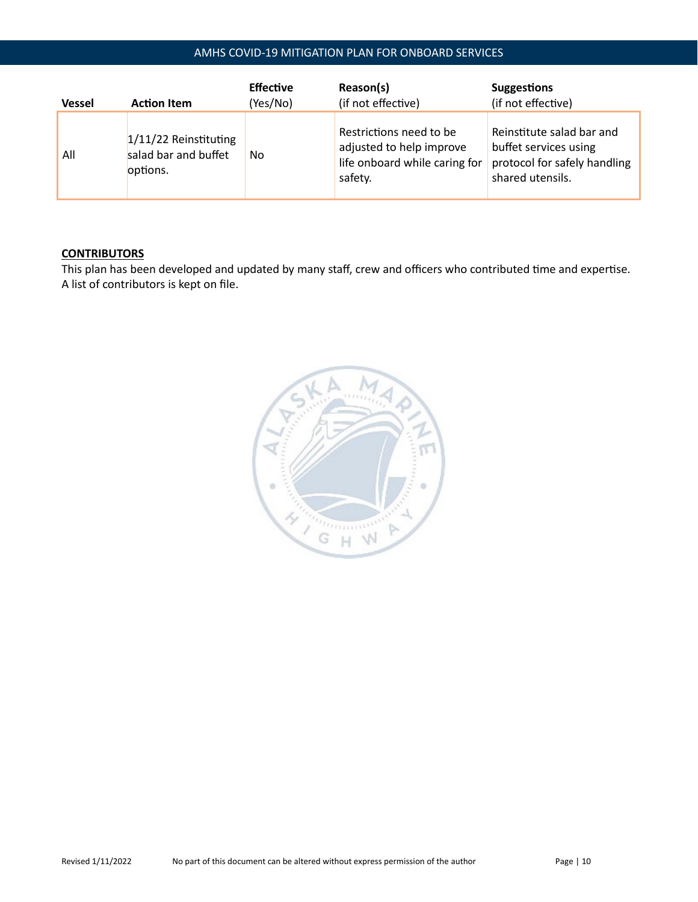| Vessel | Action Item | Effective (Yes/No) | Reason(s) (if not effective) | Suggestions (if not effective) |
|---|---|---|---|---|
| All | 1/11/22 Reinstituting salad bar and buffet options. | No | Restrictions need to be adjusted to help improve life onboard while caring for safety. | Reinstitute salad bar and buffet services using protocol for safely handling shared utensils. |

**CONTRIBUTORS**

This plan has been developed and updated by many staff, crew and officers who contributed time and expertise. A list of contributors is kept on file.